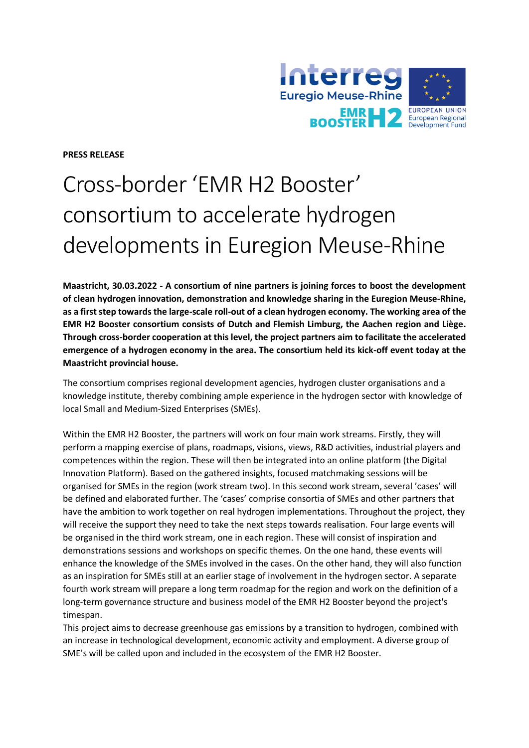**PRESS RELEASE**

# Cross-border 'EMR H2 Booster' consortium to accelerate hydrogen developments in Euregion Meuse-Rhine

**Maastricht, 30.03.2022 - A consortium of nine partners is joining forces to boost the development of clean hydrogen innovation, demonstration and knowledge sharing in the Euregion Meuse-Rhine, as a first step towards the large-scale roll-out of a clean hydrogen economy. The working area of the EMR H2 Booster consortium consists of Dutch and Flemish Limburg, the Aachen region and Liège. Through cross-border cooperation at this level, the project partners aim to facilitate the accelerated emergence of a hydrogen economy in the area. The consortium held its kick-off event today at the Maastricht provincial house.**

The consortium comprises regional development agencies, hydrogen cluster organisations and a knowledge institute, thereby combining ample experience in the hydrogen sector with knowledge of local Small and Medium-Sized Enterprises (SMEs).

Within the EMR H2 Booster, the partners will work on four main work streams. Firstly, they will perform a mapping exercise of plans, roadmaps, visions, views, R&D activities, industrial players and competences within the region. These will then be integrated into an online platform (the Digital Innovation Platform). Based on the gathered insights, focused matchmaking sessions will be organised for SMEs in the region (work stream two). In this second work stream, several 'cases' will be defined and elaborated further. The 'cases' comprise consortia of SMEs and other partners that have the ambition to work together on real hydrogen implementations. Throughout the project, they will receive the support they need to take the next steps towards realisation. Four large events will be organised in the third work stream, one in each region. These will consist of inspiration and demonstrations sessions and workshops on specific themes. On the one hand, these events will enhance the knowledge of the SMEs involved in the cases. On the other hand, they will also function as an inspiration for SMEs still at an earlier stage of involvement in the hydrogen sector. A separate fourth work stream will prepare a long term roadmap for the region and work on the definition of a long-term governance structure and business model of the EMR H2 Booster beyond the project's timespan.

This project aims to decrease greenhouse gas emissions by a transition to hydrogen, combined with an increase in technological development, economic activity and employment. A diverse group of SME's will be called upon and included in the ecosystem of the EMR H2 Booster.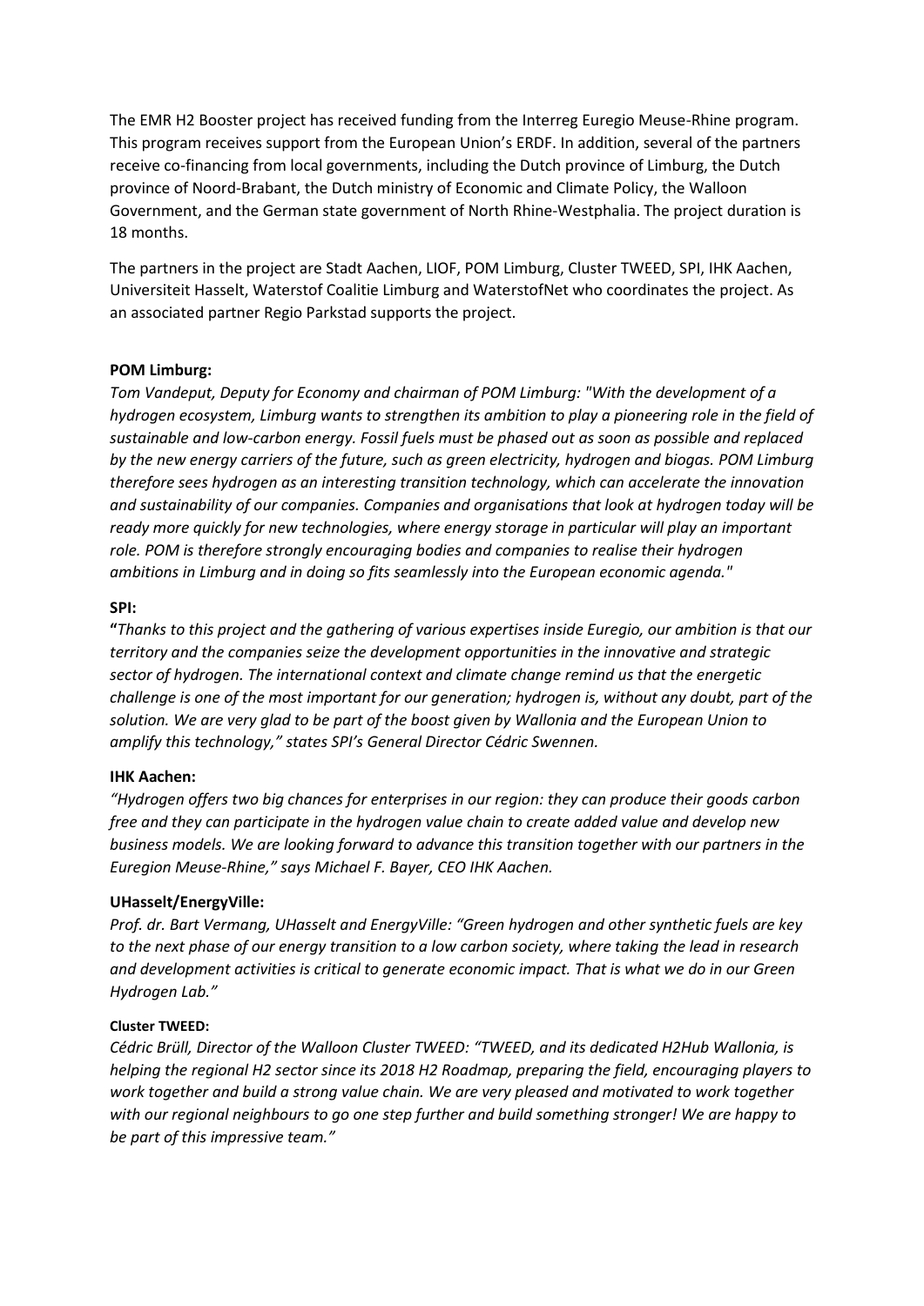The EMR H2 Booster project has received funding from the Interreg Euregio Meuse-Rhine program. This program receives support from the European Union's ERDF. In addition, several of the partners receive co-financing from local governments, including the Dutch province of Limburg, the Dutch province of Noord-Brabant, the Dutch ministry of Economic and Climate Policy, the Walloon Government, and the German state government of North Rhine-Westphalia. The project duration is 18 months.

The partners in the project are Stadt Aachen, LIOF, POM Limburg, Cluster TWEED, SPI, IHK Aachen, Universiteit Hasselt, Waterstof Coalitie Limburg and WaterstofNet who coordinates the project. As an associated partner Regio Parkstad supports the project.

**POM Limburg:**

*Tom Vandeput, Deputy for Economy and chairman of POM Limburg: "With the development of a hydrogen ecosystem, Limburg wants to strengthen its ambition to play a pioneering role in the field of sustainable and low-carbon energy. Fossil fuels must be phased out as soon as possible and replaced by the new energy carriers of the future, such as green electricity, hydrogen and biogas. POM Limburg therefore sees hydrogen as an interesting transition technology, which can accelerate the innovation and sustainability of our companies. Companies and organisations that look at hydrogen today will be ready more quickly for new technologies, where energy storage in particular will play an important role. POM is therefore strongly encouraging bodies and companies to realise their hydrogen ambitions in Limburg and in doing so fits seamlessly into the European economic agenda."*

**SPI:**

**"***Thanks to this project and the gathering of various expertises inside Euregio, our ambition is that our territory and the companies seize the development opportunities in the innovative and strategic sector of hydrogen. The international context and climate change remind us that the energetic challenge is one of the most important for our generation; hydrogen is, without any doubt, part of the solution. We are very glad to be part of the boost given by Wallonia and the European Union to amplify this technology," states SPI's General Director Cédric Swennen.*

**IHK Aachen:**

*"Hydrogen offers two big chances for enterprises in our region: they can produce their goods carbon free and they can participate in the hydrogen value chain to create added value and develop new business models. We are looking forward to advance this transition together with our partners in the Euregion Meuse-Rhine," says Michael F. Bayer, CEO IHK Aachen.*

**UHasselt/EnergyVille:**

*Prof. dr. Bart Vermang, UHasselt and EnergyVille: "Green hydrogen and other synthetic fuels are key to the next phase of our energy transition to a low carbon society, where taking the lead in research and development activities is critical to generate economic impact. That is what we do in our Green Hydrogen Lab."*

**Cluster TWEED:**

*Cédric Brüll, Director of the Walloon Cluster TWEED: "TWEED, and its dedicated H2Hub Wallonia, is helping the regional H2 sector since its 2018 H2 Roadmap, preparing the field, encouraging players to work together and build a strong value chain. We are very pleased and motivated to work together with our regional neighbours to go one step further and build something stronger! We are happy to be part of this impressive team."*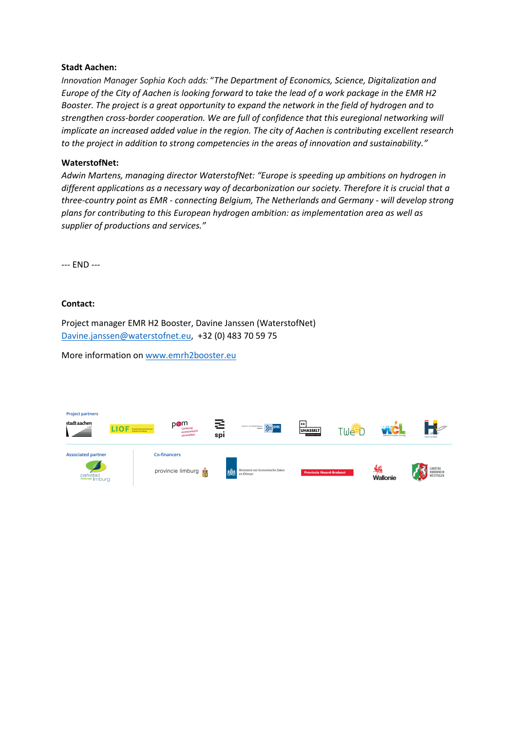**Stadt Aachen:**

*Innovation Manager Sophia Koch adds: "The Department of Economics, Science, Digitalization and Europe of the City of Aachen is looking forward to take the lead of a work package in the EMR H2 Booster. The project is a great opportunity to expand the network in the field of hydrogen and to strengthen cross-border cooperation. We are full of confidence that this euregional networking will implicate an increased added value in the region. The city of Aachen is contributing excellent research to the project in addition to strong competencies in the areas of innovation and sustainability."*

**WaterstofNet:**

*Adwin Martens, managing director WaterstofNet: "Europe is speeding up ambitions on hydrogen in different applications as a necessary way of decarbonization our society. Therefore it is crucial that a three-country point as EMR - connecting Belgium, The Netherlands and Germany - will develop strong plans for contributing to this European hydrogen ambition: as implementation area as well as supplier of productions and services."*

--- END ---

**Contact:**

Project manager EMR H2 Booster, Davine Janssen (WaterstofNet)
Davine.janssen@waterstofnet.eu, +32 (0) 483 70 59 75

More information on www.emrh2booster.eu

Project partners

stadt aachen | LIOF | pom Limburg | spi | IHK | UHASSELT | TWeeD | WCL | WaterstofNet

Associated partner

parkstad limburg

Co-financers

provincie limburg | Ministerie van Economische Zaken en Klimaat | Provincie Noord-Brabant | Wallonie | Landtag Nordrhein-Westfalen